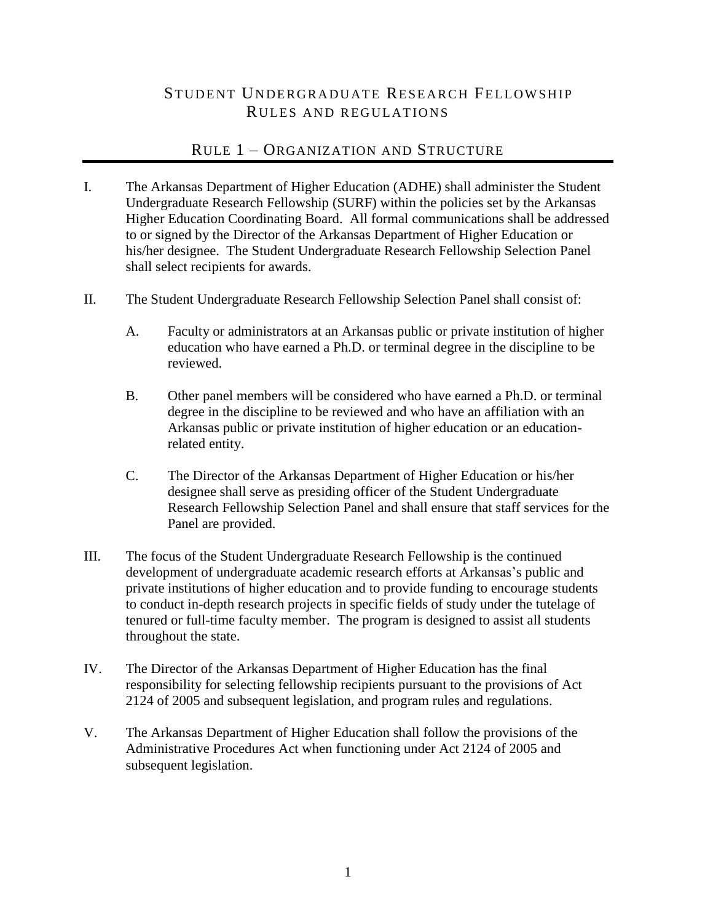# Student Undergraduate Research Fellowship Rules and Regulations

## Rule 1 – Organization and Structure

I. The Arkansas Department of Higher Education (ADHE) shall administer the Student Undergraduate Research Fellowship (SURF) within the policies set by the Arkansas Higher Education Coordinating Board. All formal communications shall be addressed to or signed by the Director of the Arkansas Department of Higher Education or his/her designee. The Student Undergraduate Research Fellowship Selection Panel shall select recipients for awards.

II. The Student Undergraduate Research Fellowship Selection Panel shall consist of:

   A. Faculty or administrators at an Arkansas public or private institution of higher education who have earned a Ph.D. or terminal degree in the discipline to be reviewed.

   B. Other panel members will be considered who have earned a Ph.D. or terminal degree in the discipline to be reviewed and who have an affiliation with an Arkansas public or private institution of higher education or an education-related entity.

   C. The Director of the Arkansas Department of Higher Education or his/her designee shall serve as presiding officer of the Student Undergraduate Research Fellowship Selection Panel and shall ensure that staff services for the Panel are provided.

III. The focus of the Student Undergraduate Research Fellowship is the continued development of undergraduate academic research efforts at Arkansas's public and private institutions of higher education and to provide funding to encourage students to conduct in-depth research projects in specific fields of study under the tutelage of tenured or full-time faculty member. The program is designed to assist all students throughout the state.

IV. The Director of the Arkansas Department of Higher Education has the final responsibility for selecting fellowship recipients pursuant to the provisions of Act 2124 of 2005 and subsequent legislation, and program rules and regulations.

V. The Arkansas Department of Higher Education shall follow the provisions of the Administrative Procedures Act when functioning under Act 2124 of 2005 and subsequent legislation.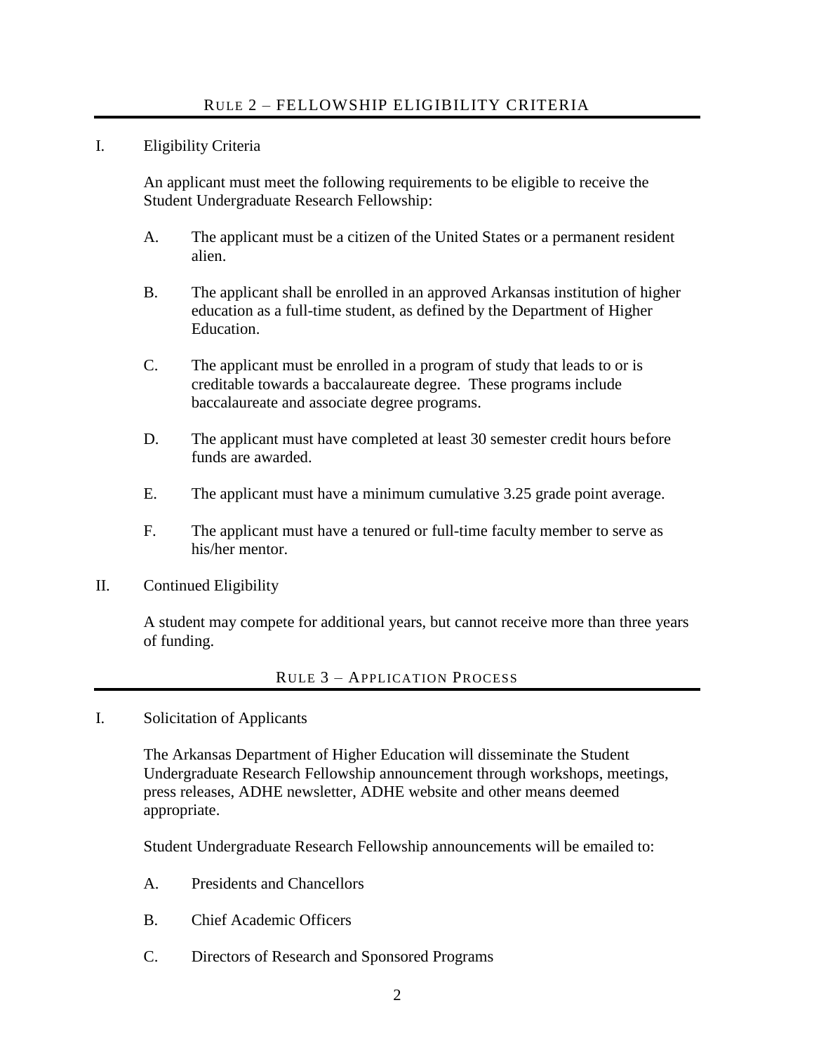## Rule 2 – Fellowship Eligibility Criteria

I. Eligibility Criteria

An applicant must meet the following requirements to be eligible to receive the Student Undergraduate Research Fellowship:

A. The applicant must be a citizen of the United States or a permanent resident alien.

B. The applicant shall be enrolled in an approved Arkansas institution of higher education as a full-time student, as defined by the Department of Higher Education.

C. The applicant must be enrolled in a program of study that leads to or is creditable towards a baccalaureate degree. These programs include baccalaureate and associate degree programs.

D. The applicant must have completed at least 30 semester credit hours before funds are awarded.

E. The applicant must have a minimum cumulative 3.25 grade point average.

F. The applicant must have a tenured or full-time faculty member to serve as his/her mentor.

II. Continued Eligibility

A student may compete for additional years, but cannot receive more than three years of funding.

## Rule 3 – Application Process

I. Solicitation of Applicants

The Arkansas Department of Higher Education will disseminate the Student Undergraduate Research Fellowship announcement through workshops, meetings, press releases, ADHE newsletter, ADHE website and other means deemed appropriate.

Student Undergraduate Research Fellowship announcements will be emailed to:

A. Presidents and Chancellors

B. Chief Academic Officers

C. Directors of Research and Sponsored Programs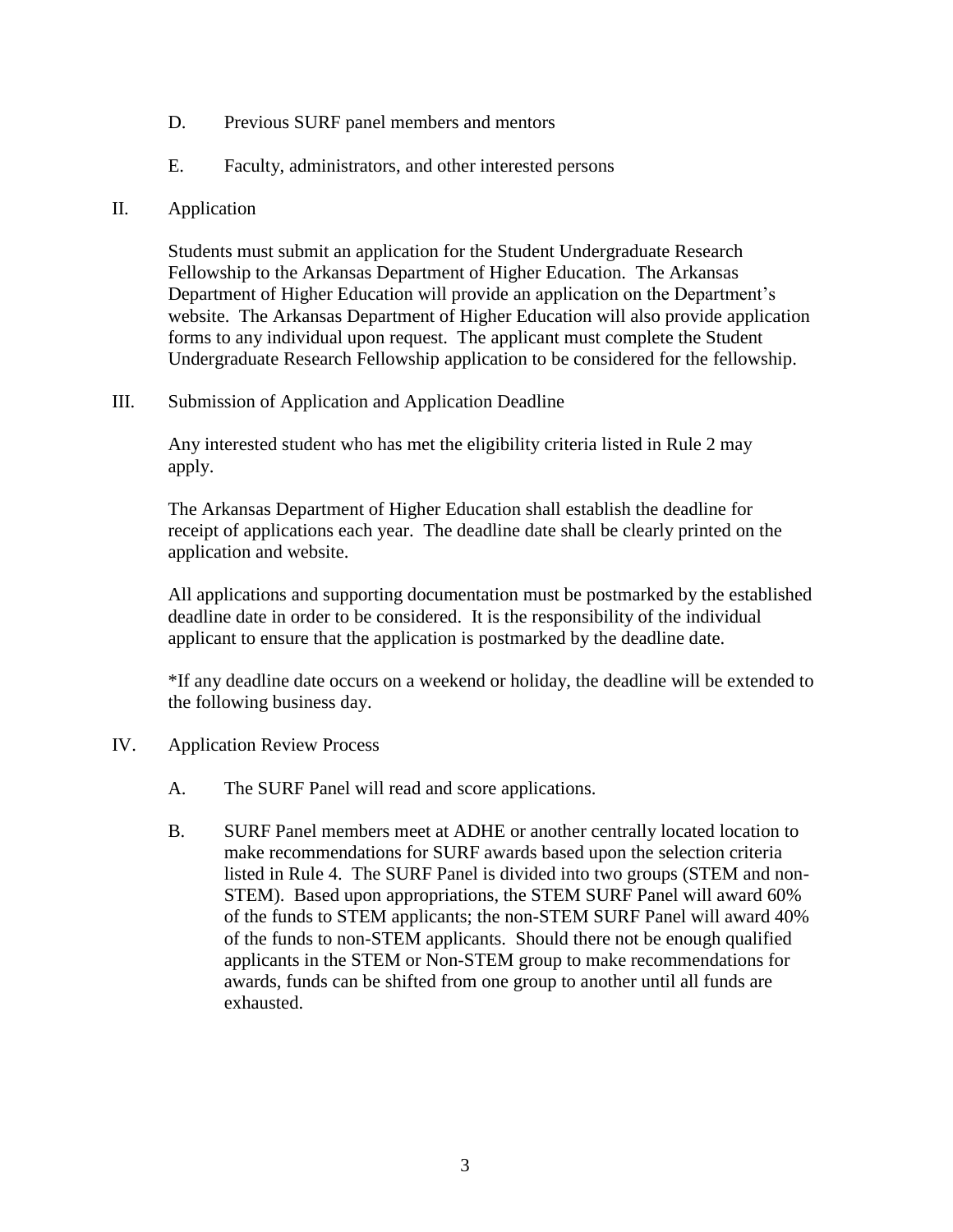D. Previous SURF panel members and mentors

E. Faculty, administrators, and other interested persons

## II. Application

Students must submit an application for the Student Undergraduate Research Fellowship to the Arkansas Department of Higher Education. The Arkansas Department of Higher Education will provide an application on the Department's website. The Arkansas Department of Higher Education will also provide application forms to any individual upon request. The applicant must complete the Student Undergraduate Research Fellowship application to be considered for the fellowship.

## III. Submission of Application and Application Deadline

Any interested student who has met the eligibility criteria listed in Rule 2 may apply.

The Arkansas Department of Higher Education shall establish the deadline for receipt of applications each year. The deadline date shall be clearly printed on the application and website.

All applications and supporting documentation must be postmarked by the established deadline date in order to be considered. It is the responsibility of the individual applicant to ensure that the application is postmarked by the deadline date.

*If any deadline date occurs on a weekend or holiday, the deadline will be extended to the following business day.

## IV. Application Review Process

A. The SURF Panel will read and score applications.

B. SURF Panel members meet at ADHE or another centrally located location to make recommendations for SURF awards based upon the selection criteria listed in Rule 4. The SURF Panel is divided into two groups (STEM and non-STEM). Based upon appropriations, the STEM SURF Panel will award 60% of the funds to STEM applicants; the non-STEM SURF Panel will award 40% of the funds to non-STEM applicants. Should there not be enough qualified applicants in the STEM or Non-STEM group to make recommendations for awards, funds can be shifted from one group to another until all funds are exhausted.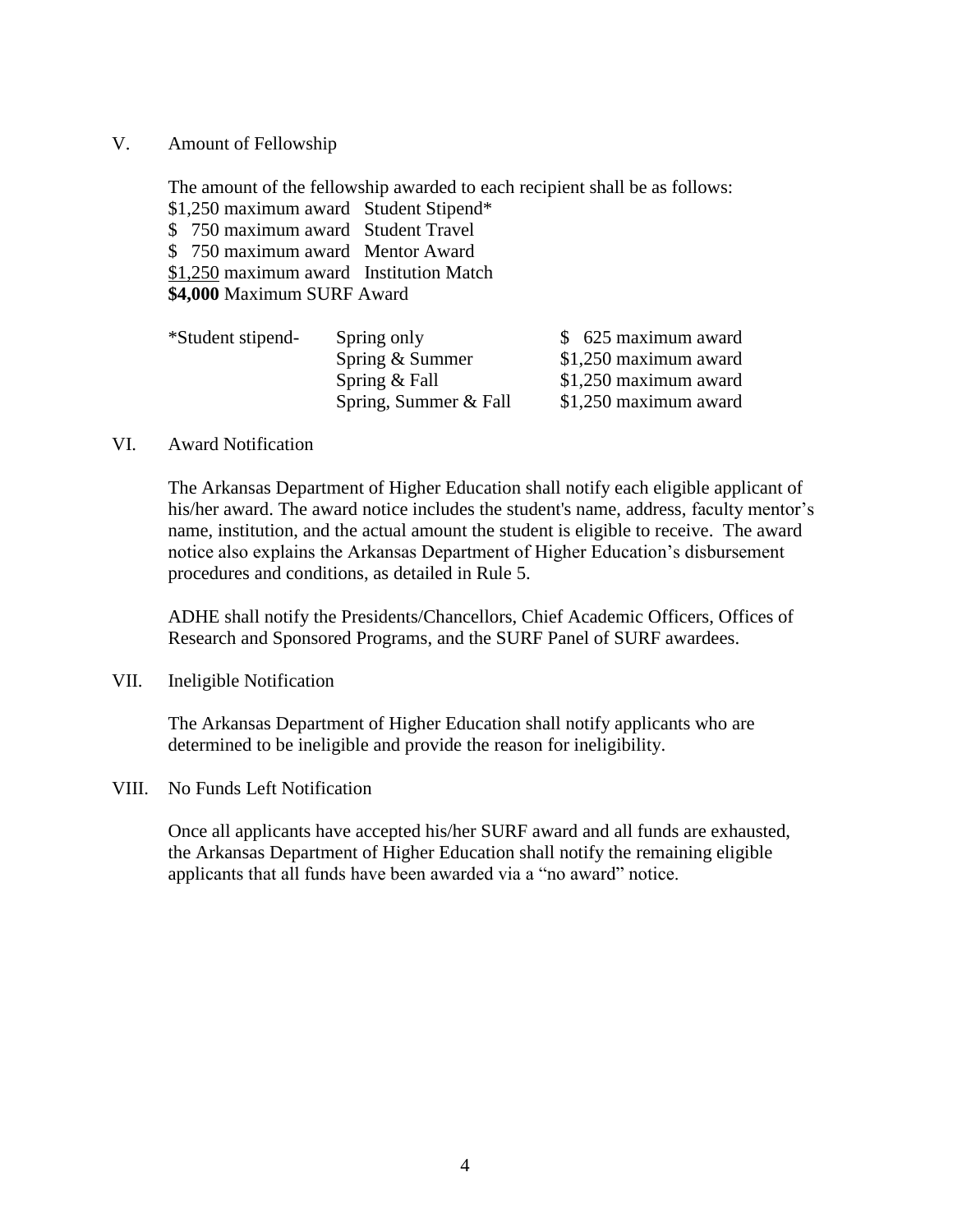## V. Amount of Fellowship

The amount of the fellowship awarded to each recipient shall be as follows:

$1,250 maximum award Student Stipend*
$ 750 maximum award Student Travel
$ 750 maximum award Mentor Award
<u>$1,250</u> maximum award Institution Match
**$4,000** Maximum SURF Award

| *Student stipend- | Spring only | $ 625 maximum award |
|---|---|---|
| | Spring & Summer | $1,250 maximum award |
| | Spring & Fall | $1,250 maximum award |
| | Spring, Summer & Fall | $1,250 maximum award |

## VI. Award Notification

The Arkansas Department of Higher Education shall notify each eligible applicant of his/her award. The award notice includes the student's name, address, faculty mentor's name, institution, and the actual amount the student is eligible to receive. The award notice also explains the Arkansas Department of Higher Education's disbursement procedures and conditions, as detailed in Rule 5.

ADHE shall notify the Presidents/Chancellors, Chief Academic Officers, Offices of Research and Sponsored Programs, and the SURF Panel of SURF awardees.

## VII. Ineligible Notification

The Arkansas Department of Higher Education shall notify applicants who are determined to be ineligible and provide the reason for ineligibility.

## VIII. No Funds Left Notification

Once all applicants have accepted his/her SURF award and all funds are exhausted, the Arkansas Department of Higher Education shall notify the remaining eligible applicants that all funds have been awarded via a "no award" notice.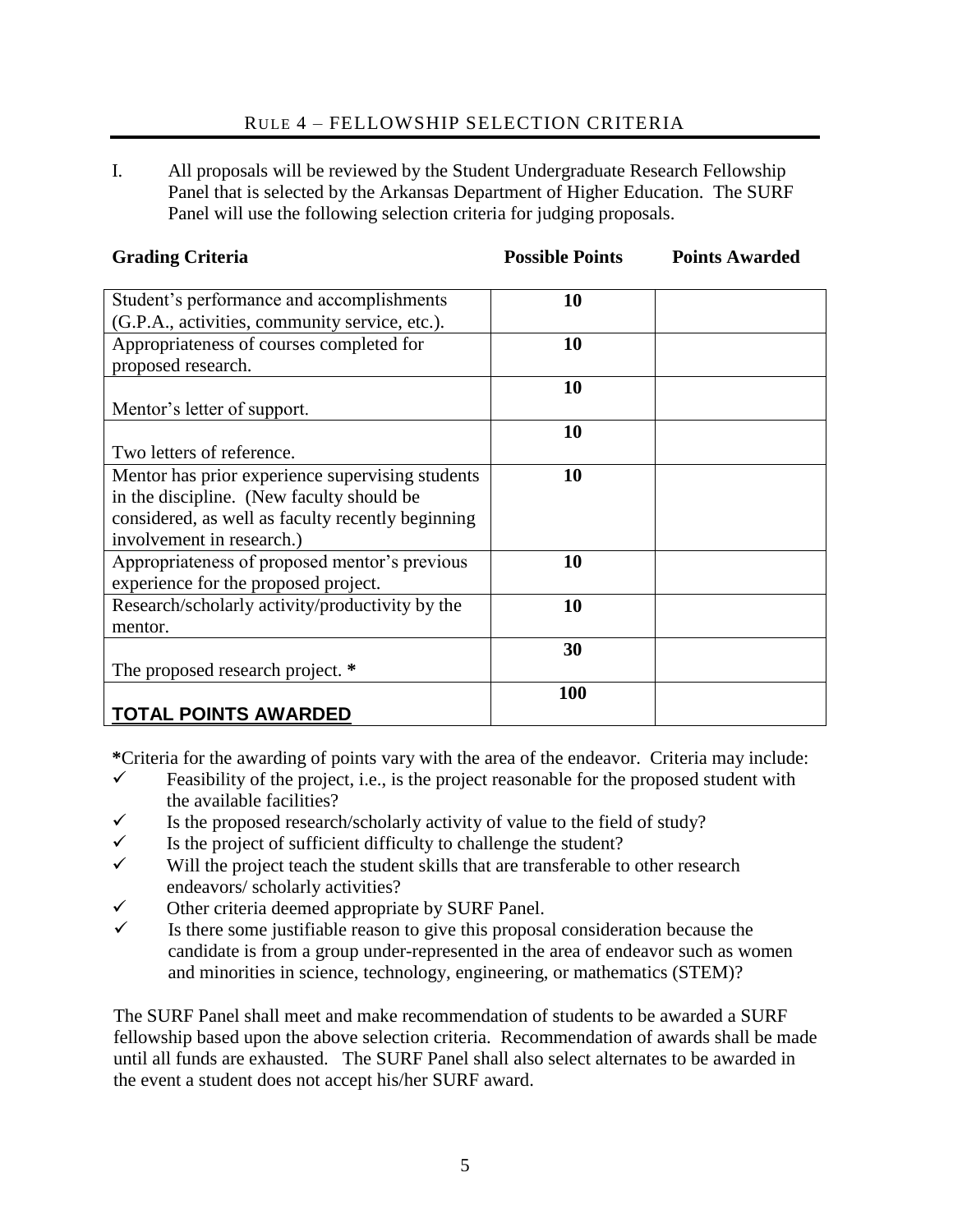## RULE 4 – FELLOWSHIP SELECTION CRITERIA

I. All proposals will be reviewed by the Student Undergraduate Research Fellowship Panel that is selected by the Arkansas Department of Higher Education. The SURF Panel will use the following selection criteria for judging proposals.

| Grading Criteria | Possible Points | Points Awarded |
|---|---|---|
| Student's performance and accomplishments (G.P.A., activities, community service, etc.). | **10** | |
| Appropriateness of courses completed for proposed research. | **10** | |
| Mentor's letter of support. | **10** | |
| Two letters of reference. | **10** | |
| Mentor has prior experience supervising students in the discipline. (New faculty should be considered, as well as faculty recently beginning involvement in research.) | **10** | |
| Appropriateness of proposed mentor's previous experience for the proposed project. | **10** | |
| Research/scholarly activity/productivity by the mentor. | **10** | |
| The proposed research project. **\*** | **30** | |
| **TOTAL POINTS AWARDED** | **100** | |

**\***Criteria for the awarding of points vary with the area of the endeavor. Criteria may include:

- ✓ Feasibility of the project, i.e., is the project reasonable for the proposed student with the available facilities?
- ✓ Is the proposed research/scholarly activity of value to the field of study?
- ✓ Is the project of sufficient difficulty to challenge the student?
- ✓ Will the project teach the student skills that are transferable to other research endeavors/ scholarly activities?
- ✓ Other criteria deemed appropriate by SURF Panel.
- ✓ Is there some justifiable reason to give this proposal consideration because the candidate is from a group under-represented in the area of endeavor such as women and minorities in science, technology, engineering, or mathematics (STEM)?

The SURF Panel shall meet and make recommendation of students to be awarded a SURF fellowship based upon the above selection criteria. Recommendation of awards shall be made until all funds are exhausted. The SURF Panel shall also select alternates to be awarded in the event a student does not accept his/her SURF award.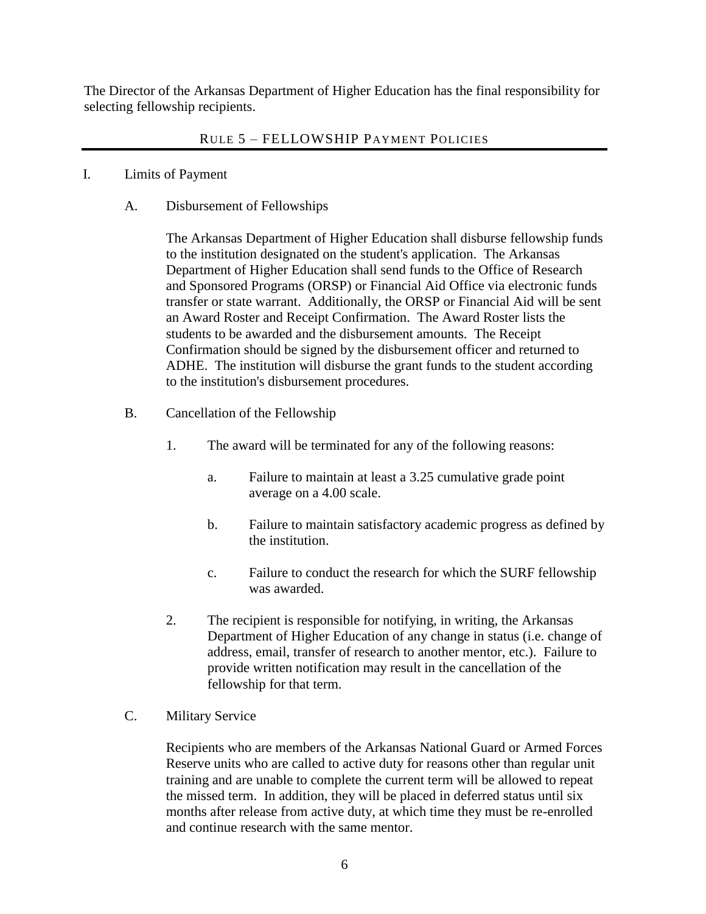The Director of the Arkansas Department of Higher Education has the final responsibility for selecting fellowship recipients.

## RULE 5 – FELLOWSHIP PAYMENT POLICIES

I. Limits of Payment

A. Disbursement of Fellowships

The Arkansas Department of Higher Education shall disburse fellowship funds to the institution designated on the student's application. The Arkansas Department of Higher Education shall send funds to the Office of Research and Sponsored Programs (ORSP) or Financial Aid Office via electronic funds transfer or state warrant. Additionally, the ORSP or Financial Aid will be sent an Award Roster and Receipt Confirmation. The Award Roster lists the students to be awarded and the disbursement amounts. The Receipt Confirmation should be signed by the disbursement officer and returned to ADHE. The institution will disburse the grant funds to the student according to the institution's disbursement procedures.

B. Cancellation of the Fellowship

1. The award will be terminated for any of the following reasons:

    a. Failure to maintain at least a 3.25 cumulative grade point average on a 4.00 scale.

    b. Failure to maintain satisfactory academic progress as defined by the institution.

    c. Failure to conduct the research for which the SURF fellowship was awarded.

2. The recipient is responsible for notifying, in writing, the Arkansas Department of Higher Education of any change in status (i.e. change of address, email, transfer of research to another mentor, etc.). Failure to provide written notification may result in the cancellation of the fellowship for that term.

C. Military Service

Recipients who are members of the Arkansas National Guard or Armed Forces Reserve units who are called to active duty for reasons other than regular unit training and are unable to complete the current term will be allowed to repeat the missed term. In addition, they will be placed in deferred status until six months after release from active duty, at which time they must be re-enrolled and continue research with the same mentor.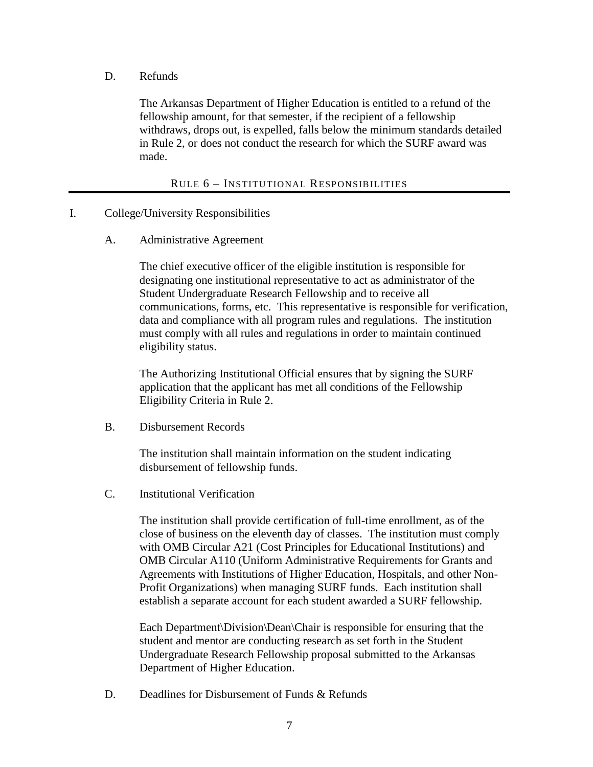D. Refunds

The Arkansas Department of Higher Education is entitled to a refund of the fellowship amount, for that semester, if the recipient of a fellowship withdraws, drops out, is expelled, falls below the minimum standards detailed in Rule 2, or does not conduct the research for which the SURF award was made.

## RULE 6 – INSTITUTIONAL RESPONSIBILITIES

I. College/University Responsibilities

A. Administrative Agreement

The chief executive officer of the eligible institution is responsible for designating one institutional representative to act as administrator of the Student Undergraduate Research Fellowship and to receive all communications, forms, etc. This representative is responsible for verification, data and compliance with all program rules and regulations. The institution must comply with all rules and regulations in order to maintain continued eligibility status.

The Authorizing Institutional Official ensures that by signing the SURF application that the applicant has met all conditions of the Fellowship Eligibility Criteria in Rule 2.

B. Disbursement Records

The institution shall maintain information on the student indicating disbursement of fellowship funds.

C. Institutional Verification

The institution shall provide certification of full-time enrollment, as of the close of business on the eleventh day of classes. The institution must comply with OMB Circular A21 (Cost Principles for Educational Institutions) and OMB Circular A110 (Uniform Administrative Requirements for Grants and Agreements with Institutions of Higher Education, Hospitals, and other Non-Profit Organizations) when managing SURF funds. Each institution shall establish a separate account for each student awarded a SURF fellowship.

Each Department\Division\Dean\Chair is responsible for ensuring that the student and mentor are conducting research as set forth in the Student Undergraduate Research Fellowship proposal submitted to the Arkansas Department of Higher Education.

D. Deadlines for Disbursement of Funds & Refunds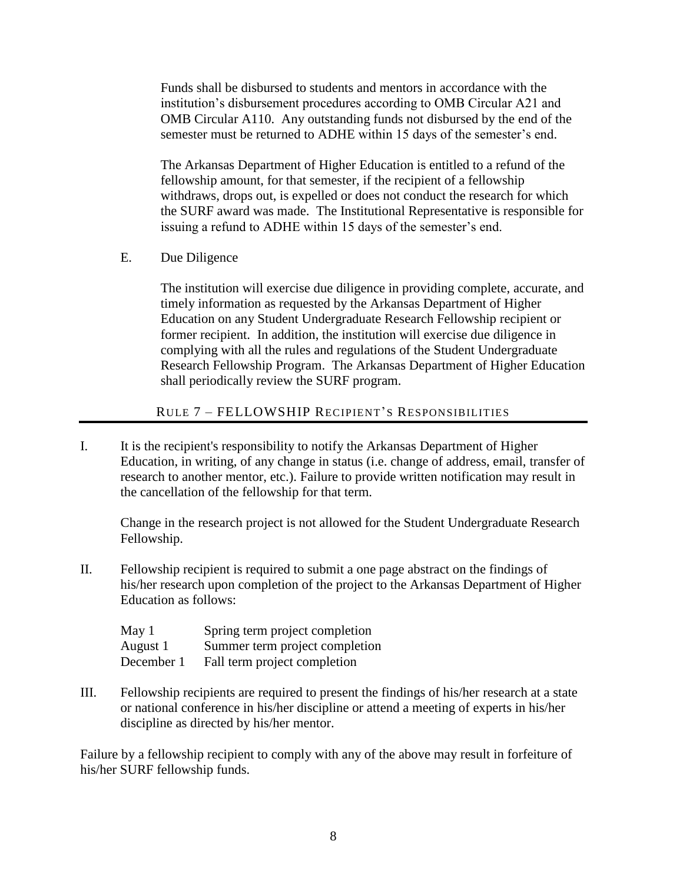Funds shall be disbursed to students and mentors in accordance with the institution's disbursement procedures according to OMB Circular A21 and OMB Circular A110. Any outstanding funds not disbursed by the end of the semester must be returned to ADHE within 15 days of the semester's end.

The Arkansas Department of Higher Education is entitled to a refund of the fellowship amount, for that semester, if the recipient of a fellowship withdraws, drops out, is expelled or does not conduct the research for which the SURF award was made. The Institutional Representative is responsible for issuing a refund to ADHE within 15 days of the semester's end.

E. Due Diligence

The institution will exercise due diligence in providing complete, accurate, and timely information as requested by the Arkansas Department of Higher Education on any Student Undergraduate Research Fellowship recipient or former recipient. In addition, the institution will exercise due diligence in complying with all the rules and regulations of the Student Undergraduate Research Fellowship Program. The Arkansas Department of Higher Education shall periodically review the SURF program.

## RULE 7 – FELLOWSHIP RECIPIENT'S RESPONSIBILITIES

I. It is the recipient's responsibility to notify the Arkansas Department of Higher Education, in writing, of any change in status (i.e. change of address, email, transfer of research to another mentor, etc.). Failure to provide written notification may result in the cancellation of the fellowship for that term.

Change in the research project is not allowed for the Student Undergraduate Research Fellowship.

II. Fellowship recipient is required to submit a one page abstract on the findings of his/her research upon completion of the project to the Arkansas Department of Higher Education as follows:

| | |
|---|---|
| May 1 | Spring term project completion |
| August 1 | Summer term project completion |
| December 1 | Fall term project completion |

III. Fellowship recipients are required to present the findings of his/her research at a state or national conference in his/her discipline or attend a meeting of experts in his/her discipline as directed by his/her mentor.

Failure by a fellowship recipient to comply with any of the above may result in forfeiture of his/her SURF fellowship funds.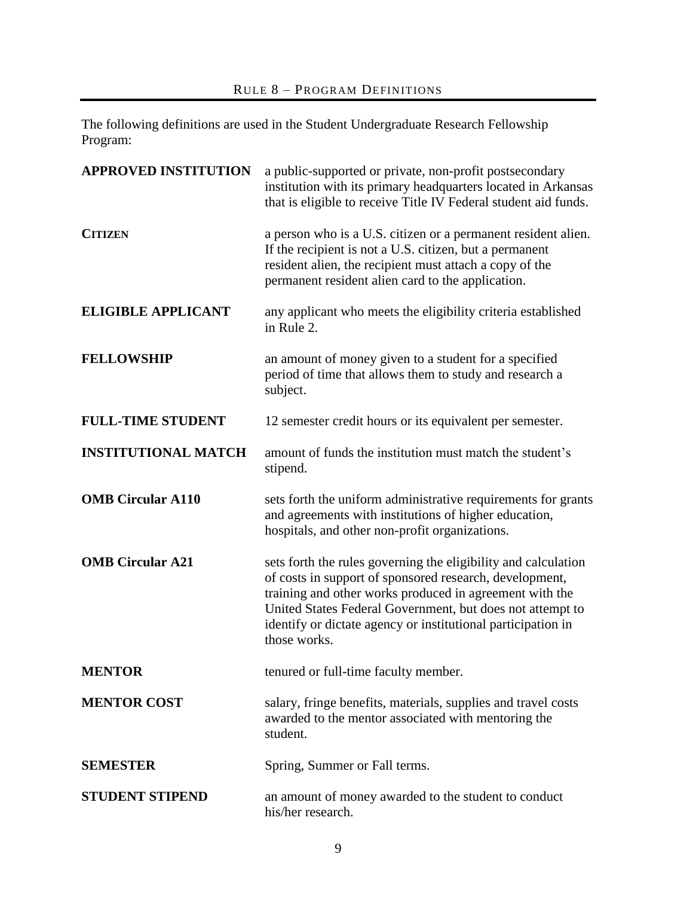## RULE 8 – PROGRAM DEFINITIONS

The following definitions are used in the Student Undergraduate Research Fellowship Program:

| | |
|---|---|
| **APPROVED INSTITUTION** | a public-supported or private, non-profit postsecondary institution with its primary headquarters located in Arkansas that is eligible to receive Title IV Federal student aid funds. |
| **CITIZEN** | a person who is a U.S. citizen or a permanent resident alien. If the recipient is not a U.S. citizen, but a permanent resident alien, the recipient must attach a copy of the permanent resident alien card to the application. |
| **ELIGIBLE APPLICANT** | any applicant who meets the eligibility criteria established in Rule 2. |
| **FELLOWSHIP** | an amount of money given to a student for a specified period of time that allows them to study and research a subject. |
| **FULL-TIME STUDENT** | 12 semester credit hours or its equivalent per semester. |
| **INSTITUTIONAL MATCH** | amount of funds the institution must match the student's stipend. |
| **OMB Circular A110** | sets forth the uniform administrative requirements for grants and agreements with institutions of higher education, hospitals, and other non-profit organizations. |
| **OMB Circular A21** | sets forth the rules governing the eligibility and calculation of costs in support of sponsored research, development, training and other works produced in agreement with the United States Federal Government, but does not attempt to identify or dictate agency or institutional participation in those works. |
| **MENTOR** | tenured or full-time faculty member. |
| **MENTOR COST** | salary, fringe benefits, materials, supplies and travel costs awarded to the mentor associated with mentoring the student. |
| **SEMESTER** | Spring, Summer or Fall terms. |
| **STUDENT STIPEND** | an amount of money awarded to the student to conduct his/her research. |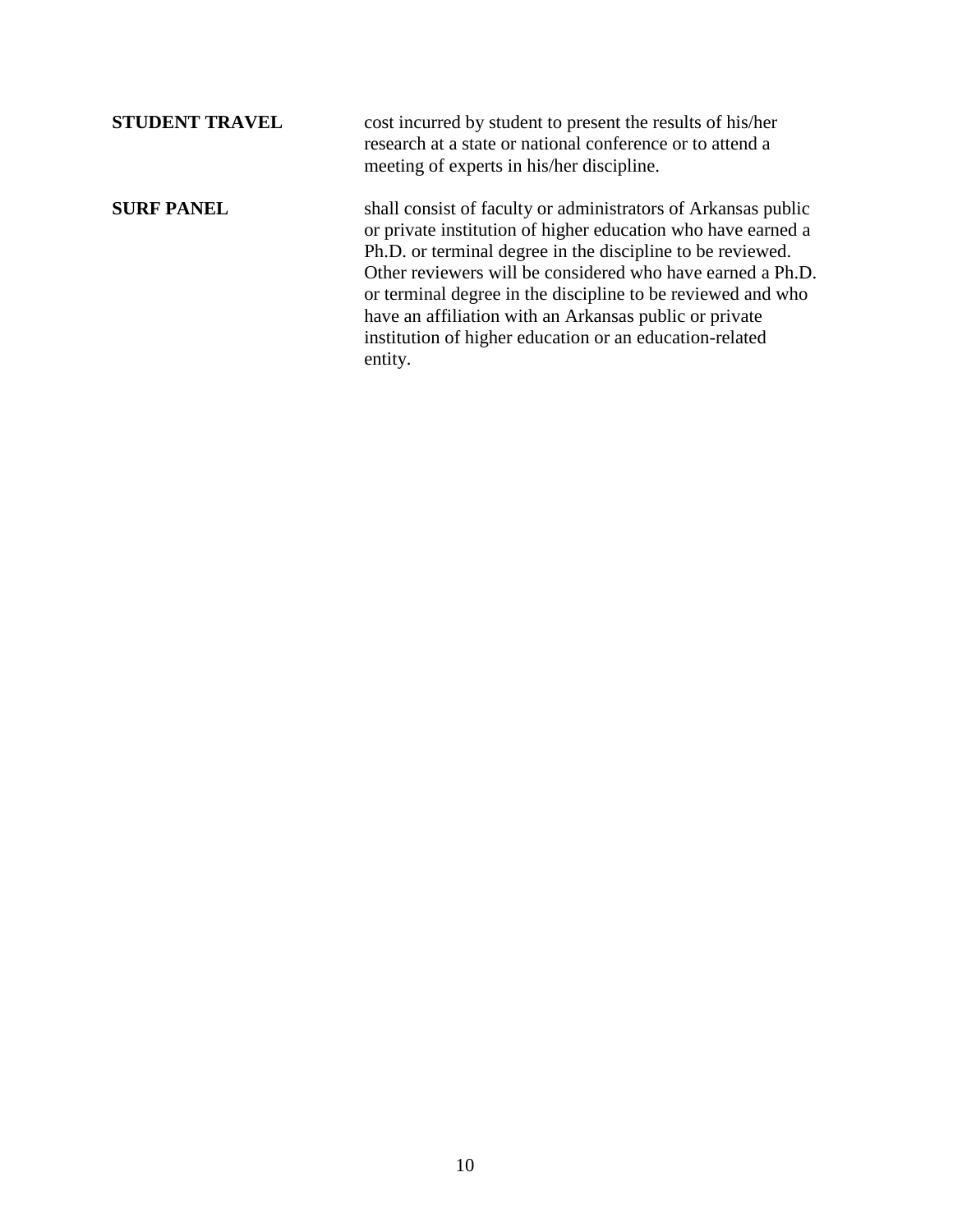**STUDENT TRAVEL** cost incurred by student to present the results of his/her research at a state or national conference or to attend a meeting of experts in his/her discipline.

**SURF PANEL** shall consist of faculty or administrators of Arkansas public or private institution of higher education who have earned a Ph.D. or terminal degree in the discipline to be reviewed. Other reviewers will be considered who have earned a Ph.D. or terminal degree in the discipline to be reviewed and who have an affiliation with an Arkansas public or private institution of higher education or an education-related entity.